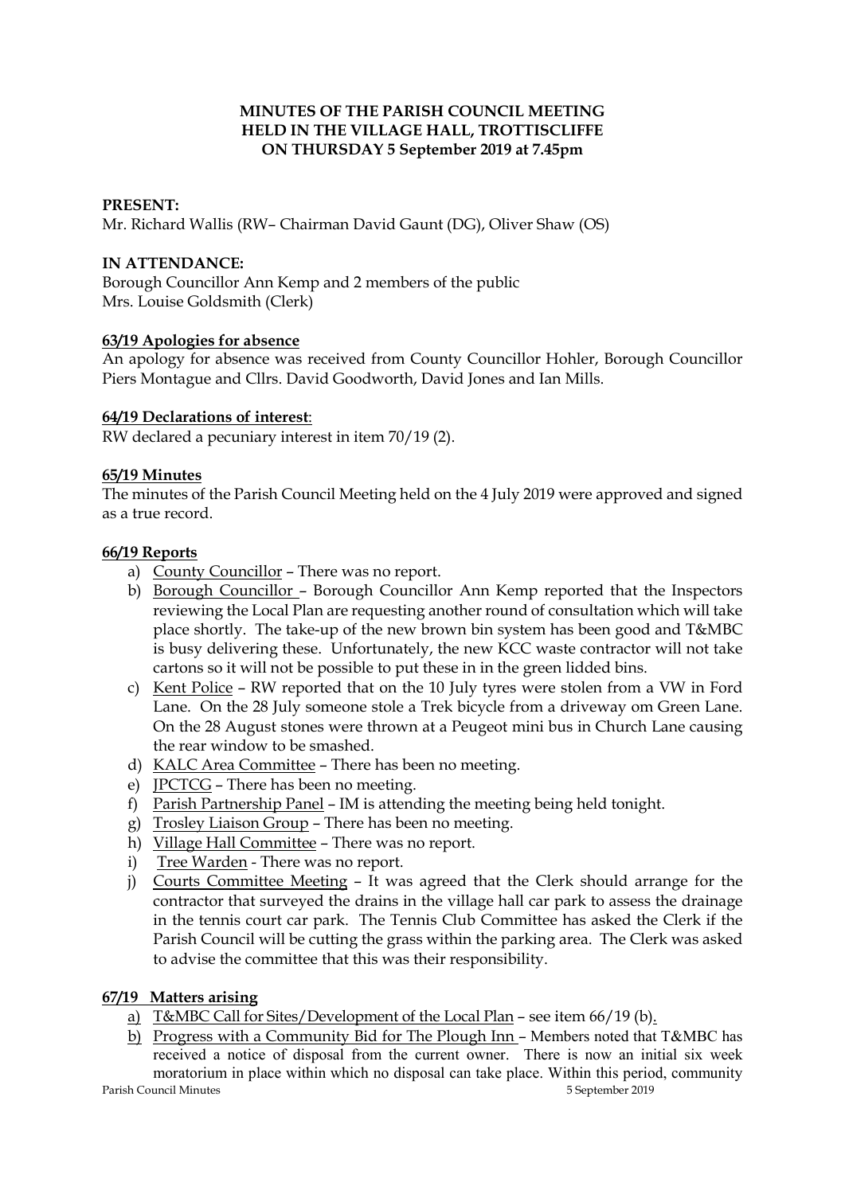**MINUTES OF THE PARISH COUNCIL MEETING HELD IN THE VILLAGE HALL, TROTTISCLIFFE ON THURSDAY 5 September 2019 at 7.45pm**

**PRESENT:**

Mr. Richard Wallis (RW– Chairman David Gaunt (DG), Oliver Shaw (OS)

**IN ATTENDANCE:**

Borough Councillor Ann Kemp and 2 members of the public
Mrs. Louise Goldsmith (Clerk)

**63/19 Apologies for absence**

An apology for absence was received from County Councillor Hohler, Borough Councillor Piers Montague and Cllrs. David Goodworth, David Jones and Ian Mills.

**64/19 Declarations of interest**:

RW declared a pecuniary interest in item 70/19 (2).

**65/19 Minutes**

The minutes of the Parish Council Meeting held on the 4 July 2019 were approved and signed as a true record.

**66/19 Reports**

a) County Councillor – There was no report.
b) Borough Councillor – Borough Councillor Ann Kemp reported that the Inspectors reviewing the Local Plan are requesting another round of consultation which will take place shortly. The take-up of the new brown bin system has been good and T&MBC is busy delivering these. Unfortunately, the new KCC waste contractor will not take cartons so it will not be possible to put these in in the green lidded bins.
c) Kent Police – RW reported that on the 10 July tyres were stolen from a VW in Ford Lane. On the 28 July someone stole a Trek bicycle from a driveway om Green Lane. On the 28 August stones were thrown at a Peugeot mini bus in Church Lane causing the rear window to be smashed.
d) KALC Area Committee – There has been no meeting.
e) JPCTCG – There has been no meeting.
f) Parish Partnership Panel – IM is attending the meeting being held tonight.
g) Trosley Liaison Group – There has been no meeting.
h) Village Hall Committee – There was no report.
i) Tree Warden - There was no report.
j) Courts Committee Meeting – It was agreed that the Clerk should arrange for the contractor that surveyed the drains in the village hall car park to assess the drainage in the tennis court car park. The Tennis Club Committee has asked the Clerk if the Parish Council will be cutting the grass within the parking area. The Clerk was asked to advise the committee that this was their responsibility.

**67/19 Matters arising**

a) T&MBC Call for Sites/Development of the Local Plan – see item 66/19 (b).
b) Progress with a Community Bid for The Plough Inn – Members noted that T&MBC has received a notice of disposal from the current owner. There is now an initial six week moratorium in place within which no disposal can take place. Within this period, community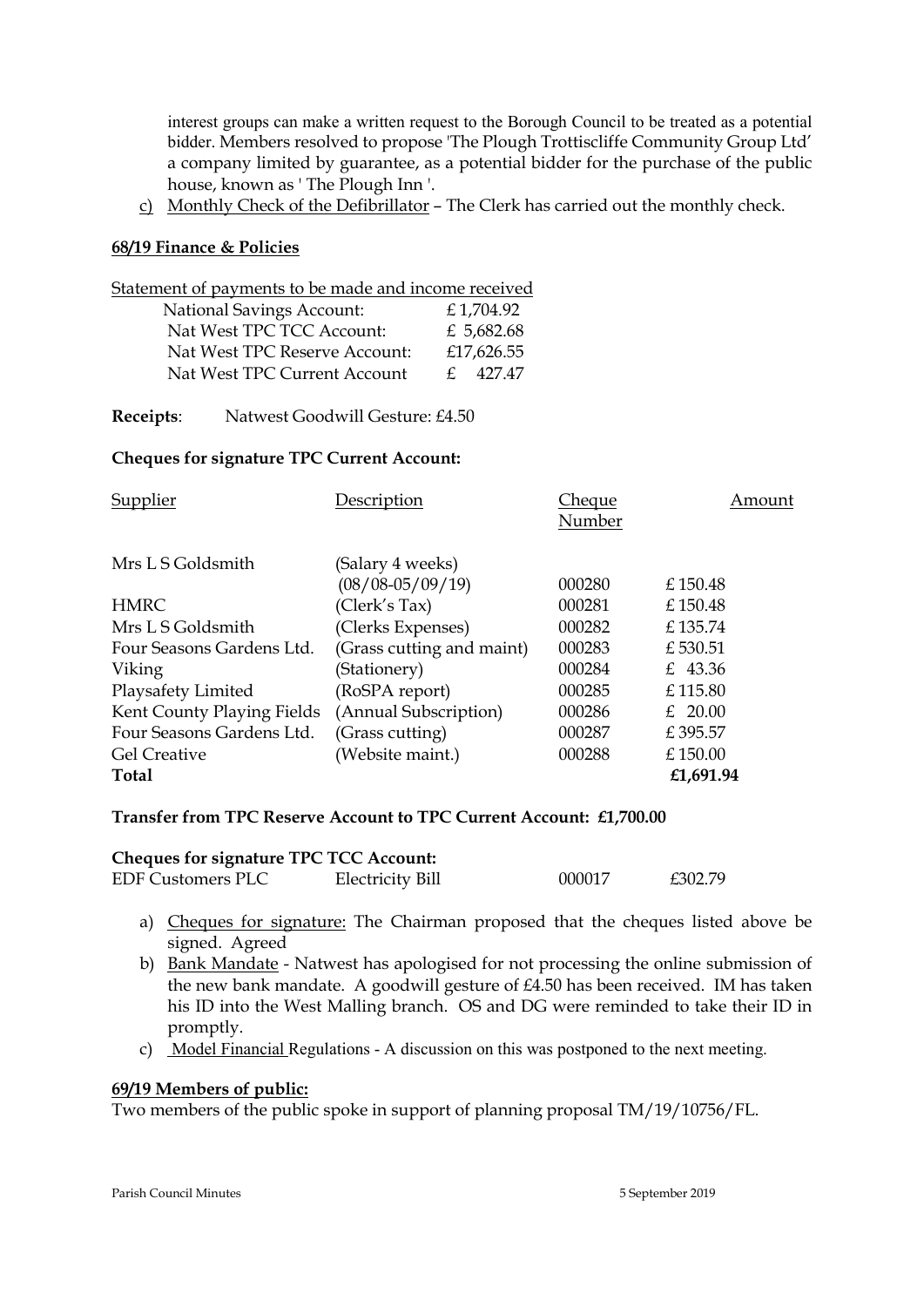interest groups can make a written request to the Borough Council to be treated as a potential bidder. Members resolved to propose 'The Plough Trottiscliffe Community Group Ltd' a company limited by guarantee, as a potential bidder for the purchase of the public house, known as ' The Plough Inn '.

c) Monthly Check of the Defibrillator – The Clerk has carried out the monthly check.

**68/19 Finance & Policies**

Statement of payments to be made and income received

| | |
|---|---|
| National Savings Account: | £ 1,704.92 |
| Nat West TPC TCC Account: | £ 5,682.68 |
| Nat West TPC Reserve Account: | £17,626.55 |
| Nat West TPC Current Account | £ 427.47 |

**Receipts**: Natwest Goodwill Gesture: £4.50

**Cheques for signature TPC Current Account:**

| Supplier | Description | Cheque Number | Amount |
|---|---|---|---|
| Mrs L S Goldsmith | (Salary 4 weeks) (08/08-05/09/19) | 000280 | £ 150.48 |
| HMRC | (Clerk's Tax) | 000281 | £ 150.48 |
| Mrs L S Goldsmith | (Clerks Expenses) | 000282 | £ 135.74 |
| Four Seasons Gardens Ltd. | (Grass cutting and maint) | 000283 | £ 530.51 |
| Viking | (Stationery) | 000284 | £ 43.36 |
| Playsafety Limited | (RoSPA report) | 000285 | £ 115.80 |
| Kent County Playing Fields | (Annual Subscription) | 000286 | £ 20.00 |
| Four Seasons Gardens Ltd. | (Grass cutting) | 000287 | £ 395.57 |
| Gel Creative | (Website maint.) | 000288 | £ 150.00 |
| **Total** | | | **£1,691.94** |

**Transfer from TPC Reserve Account to TPC Current Account: £1,700.00**

**Cheques for signature TPC TCC Account:**

| | | | |
|---|---|---|---|
| EDF Customers PLC | Electricity Bill | 000017 | £302.79 |

a) Cheques for signature: The Chairman proposed that the cheques listed above be signed. Agreed

b) Bank Mandate - Natwest has apologised for not processing the online submission of the new bank mandate. A goodwill gesture of £4.50 has been received. IM has taken his ID into the West Malling branch. OS and DG were reminded to take their ID in promptly.

c) Model Financial Regulations - A discussion on this was postponed to the next meeting.

**69/19 Members of public:**

Two members of the public spoke in support of planning proposal TM/19/10756/FL.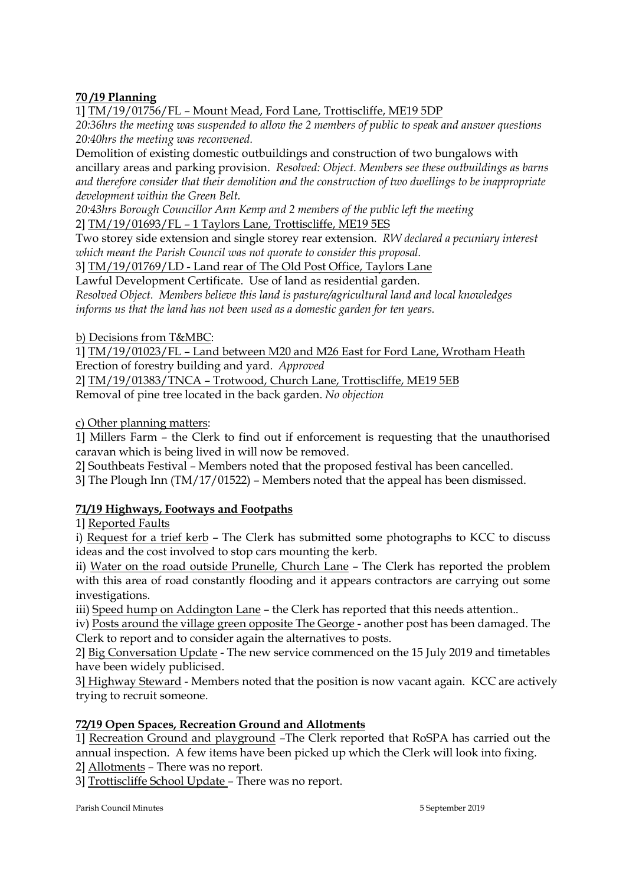**<u>70 /19 Planning</u>**

1] <u>TM/19/01756/FL – Mount Mead, Ford Lane, Trottiscliffe, ME19 5DP</u>

*20:36hrs the meeting was suspended to allow the 2 members of public to speak and answer questions 20:40hrs the meeting was reconvened.*

Demolition of existing domestic outbuildings and construction of two bungalows with ancillary areas and parking provision. *Resolved: Object. Members see these outbuildings as barns and therefore consider that their demolition and the construction of two dwellings to be inappropriate development within the Green Belt.*

*20:43hrs Borough Councillor Ann Kemp and 2 members of the public left the meeting*

2] <u>TM/19/01693/FL – 1 Taylors Lane, Trottiscliffe, ME19 5ES</u>

Two storey side extension and single storey rear extension. *RW declared a pecuniary interest which meant the Parish Council was not quorate to consider this proposal.*

3] <u>TM/19/01769/LD - Land rear of The Old Post Office, Taylors Lane</u>

Lawful Development Certificate. Use of land as residential garden.

*Resolved Object. Members believe this land is pasture/agricultural land and local knowledges informs us that the land has not been used as a domestic garden for ten years.*

<u>b) Decisions from T&MBC</u>:

1] <u>TM/19/01023/FL – Land between M20 and M26 East for Ford Lane, Wrotham Heath</u>
Erection of forestry building and yard. *Approved*

2] <u>TM/19/01383/TNCA – Trotwood, Church Lane, Trottiscliffe, ME19 5EB</u>
Removal of pine tree located in the back garden. *No objection*

<u>c) Other planning matters</u>:

1] Millers Farm – the Clerk to find out if enforcement is requesting that the unauthorised caravan which is being lived in will now be removed.

2] Southbeats Festival – Members noted that the proposed festival has been cancelled.

3] The Plough Inn (TM/17/01522) – Members noted that the appeal has been dismissed.

**<u>71/19 Highways, Footways and Footpaths</u>**

1] <u>Reported Faults</u>

i) <u>Request for a trief kerb</u> – The Clerk has submitted some photographs to KCC to discuss ideas and the cost involved to stop cars mounting the kerb.

ii) <u>Water on the road outside Prunelle, Church Lane</u> – The Clerk has reported the problem with this area of road constantly flooding and it appears contractors are carrying out some investigations.

iii) <u>Speed hump on Addington Lane</u> – the Clerk has reported that this needs attention..

iv) <u>Posts around the village green opposite The George</u> - another post has been damaged. The Clerk to report and to consider again the alternatives to posts.

2] <u>Big Conversation Update</u> - The new service commenced on the 15 July 2019 and timetables have been widely publicised.

3] <u>Highway Steward</u> - Members noted that the position is now vacant again. KCC are actively trying to recruit someone.

**<u>72/19 Open Spaces, Recreation Ground and Allotments</u>**

1] <u>Recreation Ground and playground</u> –The Clerk reported that RoSPA has carried out the annual inspection. A few items have been picked up which the Clerk will look into fixing.

2] <u>Allotments</u> – There was no report.

3] <u>Trottiscliffe School Update</u> – There was no report.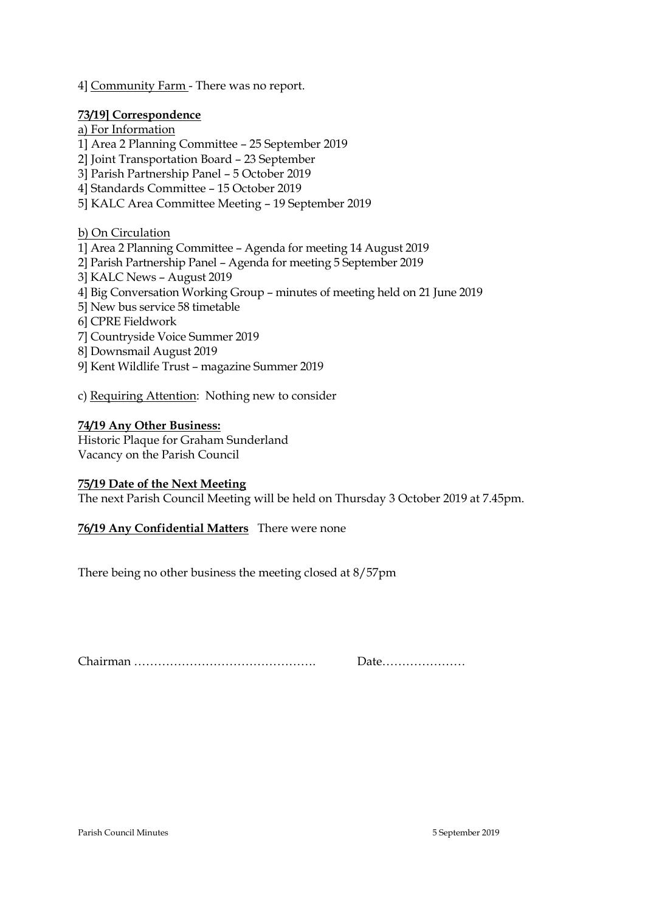4] Community Farm - There was no report.

**73/19] Correspondence**

a) For Information

1] Area 2 Planning Committee – 25 September 2019
2] Joint Transportation Board – 23 September
3] Parish Partnership Panel – 5 October 2019
4] Standards Committee – 15 October 2019
5] KALC Area Committee Meeting – 19 September 2019

b) On Circulation

1] Area 2 Planning Committee – Agenda for meeting 14 August 2019
2] Parish Partnership Panel – Agenda for meeting 5 September 2019
3] KALC News – August 2019
4] Big Conversation Working Group – minutes of meeting held on 21 June 2019
5] New bus service 58 timetable
6] CPRE Fieldwork
7] Countryside Voice Summer 2019
8] Downsmail August 2019
9] Kent Wildlife Trust – magazine Summer 2019

c) Requiring Attention: Nothing new to consider

**74/19 Any Other Business:**

Historic Plaque for Graham Sunderland
Vacancy on the Parish Council

**75/19 Date of the Next Meeting**

The next Parish Council Meeting will be held on Thursday 3 October 2019 at 7.45pm.

**76/19 Any Confidential Matters** There were none

There being no other business the meeting closed at 8/57pm

Chairman ………………………………………. Date…………………